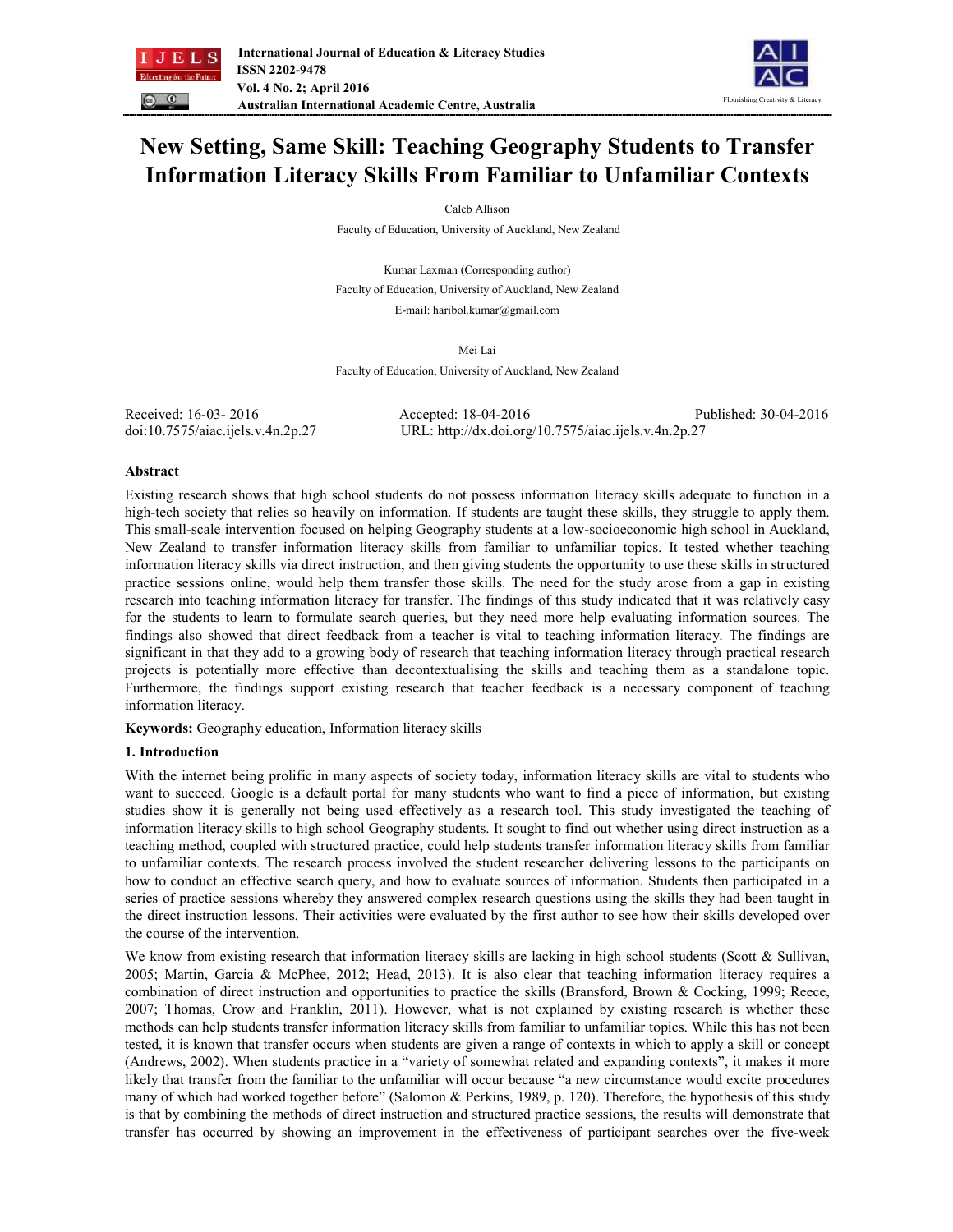# New Setting, Same Skill: Teaching Geography Students to Transfer Information Literacy Skills From Familiar to Unfamiliar Contexts

Caleb Allison

Faculty of Education, University of Auckland, New Zealand

Kumar Laxman (Corresponding author)

Faculty of Education, University of Auckland, New Zealand

E-mail: haribol.kumar@gmail.com

Mei Lai

Faculty of Education, University of Auckland, New Zealand

Received: 16-03- 2016 Accepted: 18-04-2016 Published: 30-04-2016

doi:10.7575/aiac.ijels.v.4n.2p.27 URL: http://dx.doi.org/10.7575/aiac.ijels.v.4n.2p.27

## Abstract

Existing research shows that high school students do not possess information literacy skills adequate to function in a high-tech society that relies so heavily on information. If students are taught these skills, they struggle to apply them. This small-scale intervention focused on helping Geography students at a low-socioeconomic high school in Auckland, New Zealand to transfer information literacy skills from familiar to unfamiliar topics. It tested whether teaching information literacy skills via direct instruction, and then giving students the opportunity to use these skills in structured practice sessions online, would help them transfer those skills. The need for the study arose from a gap in existing research into teaching information literacy for transfer. The findings of this study indicated that it was relatively easy for the students to learn to formulate search queries, but they need more help evaluating information sources. The findings also showed that direct feedback from a teacher is vital to teaching information literacy. The findings are significant in that they add to a growing body of research that teaching information literacy through practical research projects is potentially more effective than decontextualising the skills and teaching them as a standalone topic. Furthermore, the findings support existing research that teacher feedback is a necessary component of teaching information literacy.

**Keywords:** Geography education, Information literacy skills

## 1. Introduction

With the internet being prolific in many aspects of society today, information literacy skills are vital to students who want to succeed. Google is a default portal for many students who want to find a piece of information, but existing studies show it is generally not being used effectively as a research tool. This study investigated the teaching of information literacy skills to high school Geography students. It sought to find out whether using direct instruction as a teaching method, coupled with structured practice, could help students transfer information literacy skills from familiar to unfamiliar contexts. The research process involved the student researcher delivering lessons to the participants on how to conduct an effective search query, and how to evaluate sources of information. Students then participated in a series of practice sessions whereby they answered complex research questions using the skills they had been taught in the direct instruction lessons. Their activities were evaluated by the first author to see how their skills developed over the course of the intervention.

We know from existing research that information literacy skills are lacking in high school students (Scott & Sullivan, 2005; Martin, Garcia & McPhee, 2012; Head, 2013). It is also clear that teaching information literacy requires a combination of direct instruction and opportunities to practice the skills (Bransford, Brown & Cocking, 1999; Reece, 2007; Thomas, Crow and Franklin, 2011). However, what is not explained by existing research is whether these methods can help students transfer information literacy skills from familiar to unfamiliar topics. While this has not been tested, it is known that transfer occurs when students are given a range of contexts in which to apply a skill or concept (Andrews, 2002). When students practice in a "variety of somewhat related and expanding contexts", it makes it more likely that transfer from the familiar to the unfamiliar will occur because "a new circumstance would excite procedures many of which had worked together before" (Salomon & Perkins, 1989, p. 120). Therefore, the hypothesis of this study is that by combining the methods of direct instruction and structured practice sessions, the results will demonstrate that transfer has occurred by showing an improvement in the effectiveness of participant searches over the five-week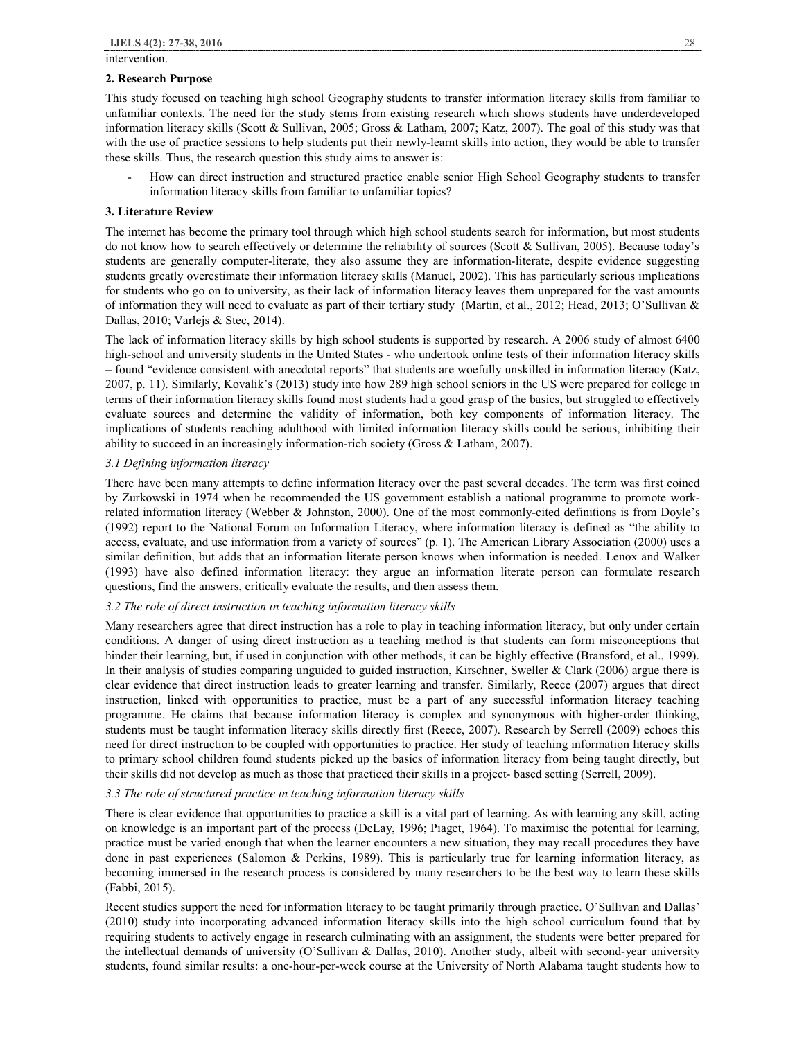intervention.

## 2. Research Purpose

This study focused on teaching high school Geography students to transfer information literacy skills from familiar to unfamiliar contexts. The need for the study stems from existing research which shows students have underdeveloped information literacy skills (Scott & Sullivan, 2005; Gross & Latham, 2007; Katz, 2007). The goal of this study was that with the use of practice sessions to help students put their newly-learnt skills into action, they would be able to transfer these skills. Thus, the research question this study aims to answer is:

- How can direct instruction and structured practice enable senior High School Geography students to transfer information literacy skills from familiar to unfamiliar topics?

## 3. Literature Review

The internet has become the primary tool through which high school students search for information, but most students do not know how to search effectively or determine the reliability of sources (Scott & Sullivan, 2005). Because today's students are generally computer-literate, they also assume they are information-literate, despite evidence suggesting students greatly overestimate their information literacy skills (Manuel, 2002). This has particularly serious implications for students who go on to university, as their lack of information literacy leaves them unprepared for the vast amounts of information they will need to evaluate as part of their tertiary study (Martin, et al., 2012; Head, 2013; O'Sullivan & Dallas, 2010; Varlejs & Stec, 2014).

The lack of information literacy skills by high school students is supported by research. A 2006 study of almost 6400 high-school and university students in the United States - who undertook online tests of their information literacy skills – found "evidence consistent with anecdotal reports" that students are woefully unskilled in information literacy (Katz, 2007, p. 11). Similarly, Kovalik's (2013) study into how 289 high school seniors in the US were prepared for college in terms of their information literacy skills found most students had a good grasp of the basics, but struggled to effectively evaluate sources and determine the validity of information, both key components of information literacy. The implications of students reaching adulthood with limited information literacy skills could be serious, inhibiting their ability to succeed in an increasingly information-rich society (Gross & Latham, 2007).

### *3.1 Defining information literacy*

There have been many attempts to define information literacy over the past several decades. The term was first coined by Zurkowski in 1974 when he recommended the US government establish a national programme to promote work-related information literacy (Webber & Johnston, 2000). One of the most commonly-cited definitions is from Doyle's (1992) report to the National Forum on Information Literacy, where information literacy is defined as "the ability to access, evaluate, and use information from a variety of sources" (p. 1). The American Library Association (2000) uses a similar definition, but adds that an information literate person knows when information is needed. Lenox and Walker (1993) have also defined information literacy: they argue an information literate person can formulate research questions, find the answers, critically evaluate the results, and then assess them.

### *3.2 The role of direct instruction in teaching information literacy skills*

Many researchers agree that direct instruction has a role to play in teaching information literacy, but only under certain conditions. A danger of using direct instruction as a teaching method is that students can form misconceptions that hinder their learning, but, if used in conjunction with other methods, it can be highly effective (Bransford, et al., 1999). In their analysis of studies comparing unguided to guided instruction, Kirschner, Sweller & Clark (2006) argue there is clear evidence that direct instruction leads to greater learning and transfer. Similarly, Reece (2007) argues that direct instruction, linked with opportunities to practice, must be a part of any successful information literacy teaching programme. He claims that because information literacy is complex and synonymous with higher-order thinking, students must be taught information literacy skills directly first (Reece, 2007). Research by Serrell (2009) echoes this need for direct instruction to be coupled with opportunities to practice. Her study of teaching information literacy skills to primary school children found students picked up the basics of information literacy from being taught directly, but their skills did not develop as much as those that practiced their skills in a project- based setting (Serrell, 2009).

### *3.3 The role of structured practice in teaching information literacy skills*

There is clear evidence that opportunities to practice a skill is a vital part of learning. As with learning any skill, acting on knowledge is an important part of the process (DeLay, 1996; Piaget, 1964). To maximise the potential for learning, practice must be varied enough that when the learner encounters a new situation, they may recall procedures they have done in past experiences (Salomon & Perkins, 1989). This is particularly true for learning information literacy, as becoming immersed in the research process is considered by many researchers to be the best way to learn these skills (Fabbi, 2015).

Recent studies support the need for information literacy to be taught primarily through practice. O'Sullivan and Dallas' (2010) study into incorporating advanced information literacy skills into the high school curriculum found that by requiring students to actively engage in research culminating with an assignment, the students were better prepared for the intellectual demands of university (O'Sullivan & Dallas, 2010). Another study, albeit with second-year university students, found similar results: a one-hour-per-week course at the University of North Alabama taught students how to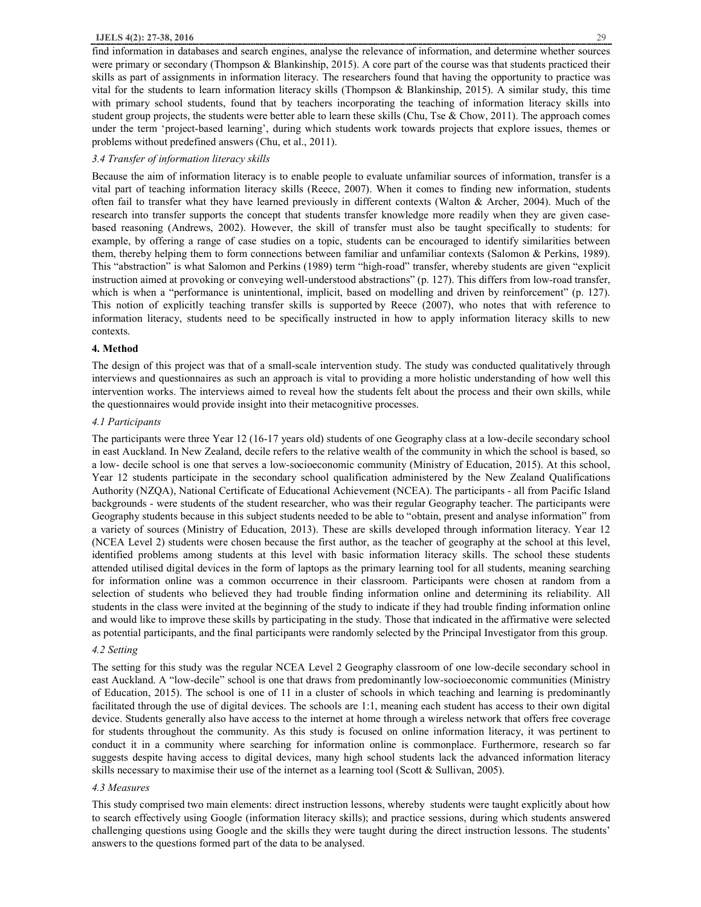find information in databases and search engines, analyse the relevance of information, and determine whether sources were primary or secondary (Thompson & Blankinship, 2015). A core part of the course was that students practiced their skills as part of assignments in information literacy. The researchers found that having the opportunity to practice was vital for the students to learn information literacy skills (Thompson & Blankinship, 2015). A similar study, this time with primary school students, found that by teachers incorporating the teaching of information literacy skills into student group projects, the students were better able to learn these skills (Chu, Tse & Chow, 2011). The approach comes under the term 'project-based learning', during which students work towards projects that explore issues, themes or problems without predefined answers (Chu, et al., 2011).

### *3.4 Transfer of information literacy skills*

Because the aim of information literacy is to enable people to evaluate unfamiliar sources of information, transfer is a vital part of teaching information literacy skills (Reece, 2007). When it comes to finding new information, students often fail to transfer what they have learned previously in different contexts (Walton & Archer, 2004). Much of the research into transfer supports the concept that students transfer knowledge more readily when they are given case-based reasoning (Andrews, 2002). However, the skill of transfer must also be taught specifically to students: for example, by offering a range of case studies on a topic, students can be encouraged to identify similarities between them, thereby helping them to form connections between familiar and unfamiliar contexts (Salomon & Perkins, 1989). This "abstraction" is what Salomon and Perkins (1989) term "high-road" transfer, whereby students are given "explicit instruction aimed at provoking or conveying well-understood abstractions" (p. 127). This differs from low-road transfer, which is when a "performance is unintentional, implicit, based on modelling and driven by reinforcement" (p. 127). This notion of explicitly teaching transfer skills is supported by Reece (2007), who notes that with reference to information literacy, students need to be specifically instructed in how to apply information literacy skills to new contexts.

## 4. Method

The design of this project was that of a small-scale intervention study. The study was conducted qualitatively through interviews and questionnaires as such an approach is vital to providing a more holistic understanding of how well this intervention works. The interviews aimed to reveal how the students felt about the process and their own skills, while the questionnaires would provide insight into their metacognitive processes.

### *4.1 Participants*

The participants were three Year 12 (16-17 years old) students of one Geography class at a low-decile secondary school in east Auckland. In New Zealand, decile refers to the relative wealth of the community in which the school is based, so a low- decile school is one that serves a low-socioeconomic community (Ministry of Education, 2015). At this school, Year 12 students participate in the secondary school qualification administered by the New Zealand Qualifications Authority (NZQA), National Certificate of Educational Achievement (NCEA). The participants - all from Pacific Island backgrounds - were students of the student researcher, who was their regular Geography teacher. The participants were Geography students because in this subject students needed to be able to "obtain, present and analyse information" from a variety of sources (Ministry of Education, 2013). These are skills developed through information literacy. Year 12 (NCEA Level 2) students were chosen because the first author, as the teacher of geography at the school at this level, identified problems among students at this level with basic information literacy skills. The school these students attended utilised digital devices in the form of laptops as the primary learning tool for all students, meaning searching for information online was a common occurrence in their classroom. Participants were chosen at random from a selection of students who believed they had trouble finding information online and determining its reliability. All students in the class were invited at the beginning of the study to indicate if they had trouble finding information online and would like to improve these skills by participating in the study. Those that indicated in the affirmative were selected as potential participants, and the final participants were randomly selected by the Principal Investigator from this group.

### *4.2 Setting*

The setting for this study was the regular NCEA Level 2 Geography classroom of one low-decile secondary school in east Auckland. A "low-decile" school is one that draws from predominantly low-socioeconomic communities (Ministry of Education, 2015). The school is one of 11 in a cluster of schools in which teaching and learning is predominantly facilitated through the use of digital devices. The schools are 1:1, meaning each student has access to their own digital device. Students generally also have access to the internet at home through a wireless network that offers free coverage for students throughout the community. As this study is focused on online information literacy, it was pertinent to conduct it in a community where searching for information online is commonplace. Furthermore, research so far suggests despite having access to digital devices, many high school students lack the advanced information literacy skills necessary to maximise their use of the internet as a learning tool (Scott & Sullivan, 2005).

### *4.3 Measures*

This study comprised two main elements: direct instruction lessons, whereby students were taught explicitly about how to search effectively using Google (information literacy skills); and practice sessions, during which students answered challenging questions using Google and the skills they were taught during the direct instruction lessons. The students' answers to the questions formed part of the data to be analysed.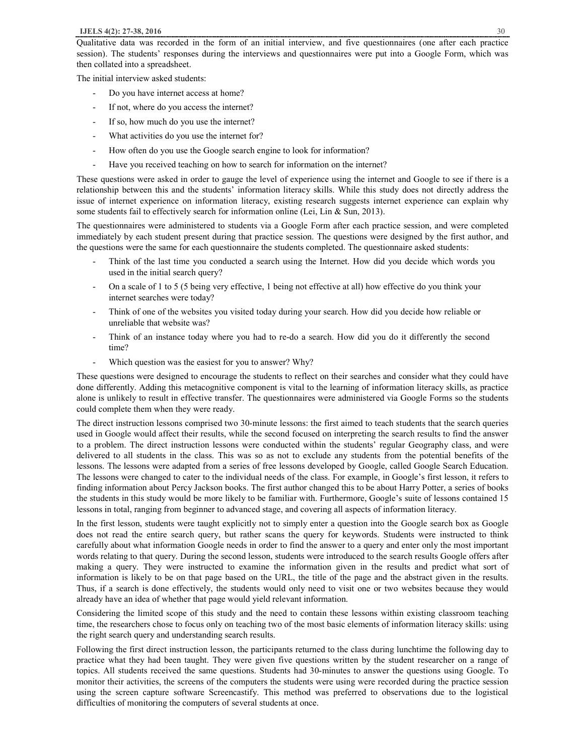Qualitative data was recorded in the form of an initial interview, and five questionnaires (one after each practice session). The students' responses during the interviews and questionnaires were put into a Google Form, which was then collated into a spreadsheet.

The initial interview asked students:

- Do you have internet access at home?
- If not, where do you access the internet?
- If so, how much do you use the internet?
- What activities do you use the internet for?
- How often do you use the Google search engine to look for information?
- Have you received teaching on how to search for information on the internet?

These questions were asked in order to gauge the level of experience using the internet and Google to see if there is a relationship between this and the students' information literacy skills. While this study does not directly address the issue of internet experience on information literacy, existing research suggests internet experience can explain why some students fail to effectively search for information online (Lei, Lin & Sun, 2013).

The questionnaires were administered to students via a Google Form after each practice session, and were completed immediately by each student present during that practice session. The questions were designed by the first author, and the questions were the same for each questionnaire the students completed. The questionnaire asked students:

- Think of the last time you conducted a search using the Internet. How did you decide which words you used in the initial search query?
- On a scale of 1 to 5 (5 being very effective, 1 being not effective at all) how effective do you think your internet searches were today?
- Think of one of the websites you visited today during your search. How did you decide how reliable or unreliable that website was?
- Think of an instance today where you had to re-do a search. How did you do it differently the second time?
- Which question was the easiest for you to answer? Why?

These questions were designed to encourage the students to reflect on their searches and consider what they could have done differently. Adding this metacognitive component is vital to the learning of information literacy skills, as practice alone is unlikely to result in effective transfer. The questionnaires were administered via Google Forms so the students could complete them when they were ready.

The direct instruction lessons comprised two 30-minute lessons: the first aimed to teach students that the search queries used in Google would affect their results, while the second focused on interpreting the search results to find the answer to a problem. The direct instruction lessons were conducted within the students' regular Geography class, and were delivered to all students in the class. This was so as not to exclude any students from the potential benefits of the lessons. The lessons were adapted from a series of free lessons developed by Google, called Google Search Education. The lessons were changed to cater to the individual needs of the class. For example, in Google's first lesson, it refers to finding information about Percy Jackson books. The first author changed this to be about Harry Potter, a series of books the students in this study would be more likely to be familiar with. Furthermore, Google's suite of lessons contained 15 lessons in total, ranging from beginner to advanced stage, and covering all aspects of information literacy.

In the first lesson, students were taught explicitly not to simply enter a question into the Google search box as Google does not read the entire search query, but rather scans the query for keywords. Students were instructed to think carefully about what information Google needs in order to find the answer to a query and enter only the most important words relating to that query. During the second lesson, students were introduced to the search results Google offers after making a query. They were instructed to examine the information given in the results and predict what sort of information is likely to be on that page based on the URL, the title of the page and the abstract given in the results. Thus, if a search is done effectively, the students would only need to visit one or two websites because they would already have an idea of whether that page would yield relevant information.

Considering the limited scope of this study and the need to contain these lessons within existing classroom teaching time, the researchers chose to focus only on teaching two of the most basic elements of information literacy skills: using the right search query and understanding search results.

Following the first direct instruction lesson, the participants returned to the class during lunchtime the following day to practice what they had been taught. They were given five questions written by the student researcher on a range of topics. All students received the same questions. Students had 30-minutes to answer the questions using Google. To monitor their activities, the screens of the computers the students were using were recorded during the practice session using the screen capture software Screencastify. This method was preferred to observations due to the logistical difficulties of monitoring the computers of several students at once.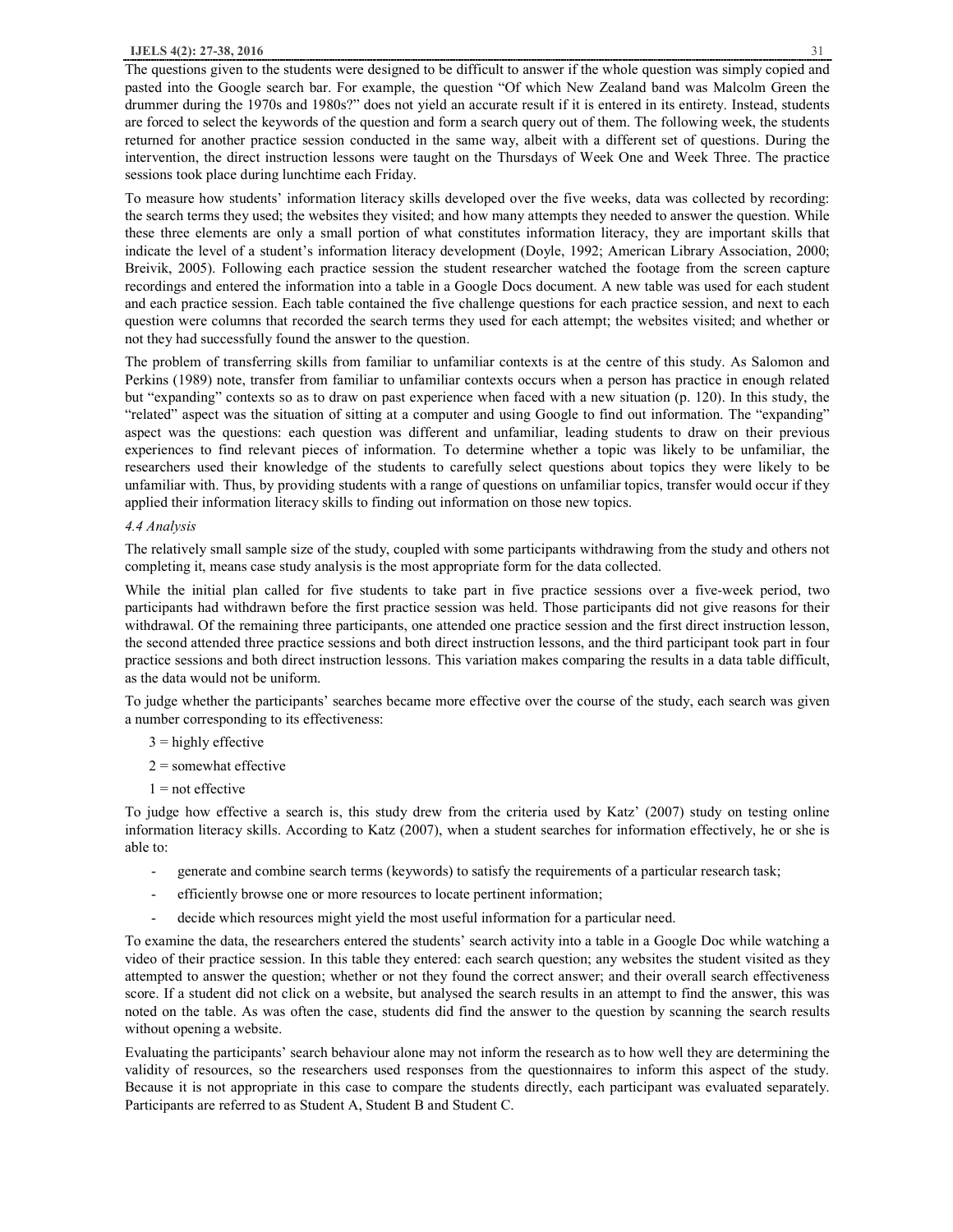The questions given to the students were designed to be difficult to answer if the whole question was simply copied and pasted into the Google search bar. For example, the question "Of which New Zealand band was Malcolm Green the drummer during the 1970s and 1980s?" does not yield an accurate result if it is entered in its entirety. Instead, students are forced to select the keywords of the question and form a search query out of them. The following week, the students returned for another practice session conducted in the same way, albeit with a different set of questions. During the intervention, the direct instruction lessons were taught on the Thursdays of Week One and Week Three. The practice sessions took place during lunchtime each Friday.

To measure how students' information literacy skills developed over the five weeks, data was collected by recording: the search terms they used; the websites they visited; and how many attempts they needed to answer the question. While these three elements are only a small portion of what constitutes information literacy, they are important skills that indicate the level of a student's information literacy development (Doyle, 1992; American Library Association, 2000; Breivik, 2005). Following each practice session the student researcher watched the footage from the screen capture recordings and entered the information into a table in a Google Docs document. A new table was used for each student and each practice session. Each table contained the five challenge questions for each practice session, and next to each question were columns that recorded the search terms they used for each attempt; the websites visited; and whether or not they had successfully found the answer to the question.

The problem of transferring skills from familiar to unfamiliar contexts is at the centre of this study. As Salomon and Perkins (1989) note, transfer from familiar to unfamiliar contexts occurs when a person has practice in enough related but "expanding" contexts so as to draw on past experience when faced with a new situation (p. 120). In this study, the "related" aspect was the situation of sitting at a computer and using Google to find out information. The "expanding" aspect was the questions: each question was different and unfamiliar, leading students to draw on their previous experiences to find relevant pieces of information. To determine whether a topic was likely to be unfamiliar, the researchers used their knowledge of the students to carefully select questions about topics they were likely to be unfamiliar with. Thus, by providing students with a range of questions on unfamiliar topics, transfer would occur if they applied their information literacy skills to finding out information on those new topics.

### *4.4 Analysis*

The relatively small sample size of the study, coupled with some participants withdrawing from the study and others not completing it, means case study analysis is the most appropriate form for the data collected.

While the initial plan called for five students to take part in five practice sessions over a five-week period, two participants had withdrawn before the first practice session was held. Those participants did not give reasons for their withdrawal. Of the remaining three participants, one attended one practice session and the first direct instruction lesson, the second attended three practice sessions and both direct instruction lessons, and the third participant took part in four practice sessions and both direct instruction lessons. This variation makes comparing the results in a data table difficult, as the data would not be uniform.

To judge whether the participants' searches became more effective over the course of the study, each search was given a number corresponding to its effectiveness:

3 = highly effective

2 = somewhat effective

1 = not effective

To judge how effective a search is, this study drew from the criteria used by Katz' (2007) study on testing online information literacy skills. According to Katz (2007), when a student searches for information effectively, he or she is able to:

- generate and combine search terms (keywords) to satisfy the requirements of a particular research task;
- efficiently browse one or more resources to locate pertinent information;
- decide which resources might yield the most useful information for a particular need.

To examine the data, the researchers entered the students' search activity into a table in a Google Doc while watching a video of their practice session. In this table they entered: each search question; any websites the student visited as they attempted to answer the question; whether or not they found the correct answer; and their overall search effectiveness score. If a student did not click on a website, but analysed the search results in an attempt to find the answer, this was noted on the table. As was often the case, students did find the answer to the question by scanning the search results without opening a website.

Evaluating the participants' search behaviour alone may not inform the research as to how well they are determining the validity of resources, so the researchers used responses from the questionnaires to inform this aspect of the study. Because it is not appropriate in this case to compare the students directly, each participant was evaluated separately. Participants are referred to as Student A, Student B and Student C.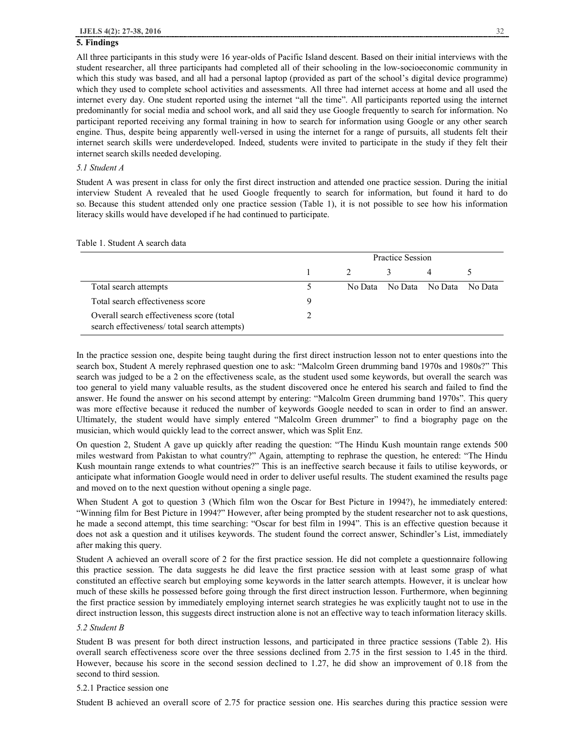## 5. Findings

All three participants in this study were 16 year-olds of Pacific Island descent. Based on their initial interviews with the student researcher, all three participants had completed all of their schooling in the low-socioeconomic community in which this study was based, and all had a personal laptop (provided as part of the school's digital device programme) which they used to complete school activities and assessments. All three had internet access at home and all used the internet every day. One student reported using the internet "all the time". All participants reported using the internet predominantly for social media and school work, and all said they use Google frequently to search for information. No participant reported receiving any formal training in how to search for information using Google or any other search engine. Thus, despite being apparently well-versed in using the internet for a range of pursuits, all students felt their internet search skills were underdeveloped. Indeed, students were invited to participate in the study if they felt their internet search skills needed developing.

### *5.1 Student A*

Student A was present in class for only the first direct instruction and attended one practice session. During the initial interview Student A revealed that he used Google frequently to search for information, but found it hard to do so. Because this student attended only one practice session (Table 1), it is not possible to see how his information literacy skills would have developed if he had continued to participate.

Table 1. Student A search data

| | Practice Session | | | | |
|---|---|---|---|---|---|
| | 1 | 2 | 3 | 4 | 5 |
| Total search attempts | 5 | No Data | No Data | No Data | No Data |
| Total search effectiveness score | 9 | | | | |
| Overall search effectiveness score (total search effectiveness/ total search attempts) | 2 | | | | |

In the practice session one, despite being taught during the first direct instruction lesson not to enter questions into the search box, Student A merely rephrased question one to ask: "Malcolm Green drumming band 1970s and 1980s?" This search was judged to be a 2 on the effectiveness scale, as the student used some keywords, but overall the search was too general to yield many valuable results, as the student discovered once he entered his search and failed to find the answer. He found the answer on his second attempt by entering: "Malcolm Green drumming band 1970s". This query was more effective because it reduced the number of keywords Google needed to scan in order to find an answer. Ultimately, the student would have simply entered "Malcolm Green drummer" to find a biography page on the musician, which would quickly lead to the correct answer, which was Split Enz.

On question 2, Student A gave up quickly after reading the question: "The Hindu Kush mountain range extends 500 miles westward from Pakistan to what country?" Again, attempting to rephrase the question, he entered: "The Hindu Kush mountain range extends to what countries?" This is an ineffective search because it fails to utilise keywords, or anticipate what information Google would need in order to deliver useful results. The student examined the results page and moved on to the next question without opening a single page.

When Student A got to question 3 (Which film won the Oscar for Best Picture in 1994?), he immediately entered: "Winning film for Best Picture in 1994?" However, after being prompted by the student researcher not to ask questions, he made a second attempt, this time searching: "Oscar for best film in 1994". This is an effective question because it does not ask a question and it utilises keywords. The student found the correct answer, Schindler's List, immediately after making this query.

Student A achieved an overall score of 2 for the first practice session. He did not complete a questionnaire following this practice session. The data suggests he did leave the first practice session with at least some grasp of what constituted an effective search but employing some keywords in the latter search attempts. However, it is unclear how much of these skills he possessed before going through the first direct instruction lesson. Furthermore, when beginning the first practice session by immediately employing internet search strategies he was explicitly taught not to use in the direct instruction lesson, this suggests direct instruction alone is not an effective way to teach information literacy skills.

### *5.2 Student B*

Student B was present for both direct instruction lessons, and participated in three practice sessions (Table 2). His overall search effectiveness score over the three sessions declined from 2.75 in the first session to 1.45 in the third. However, because his score in the second session declined to 1.27, he did show an improvement of 0.18 from the second to third session.

#### 5.2.1 Practice session one

Student B achieved an overall score of 2.75 for practice session one. His searches during this practice session were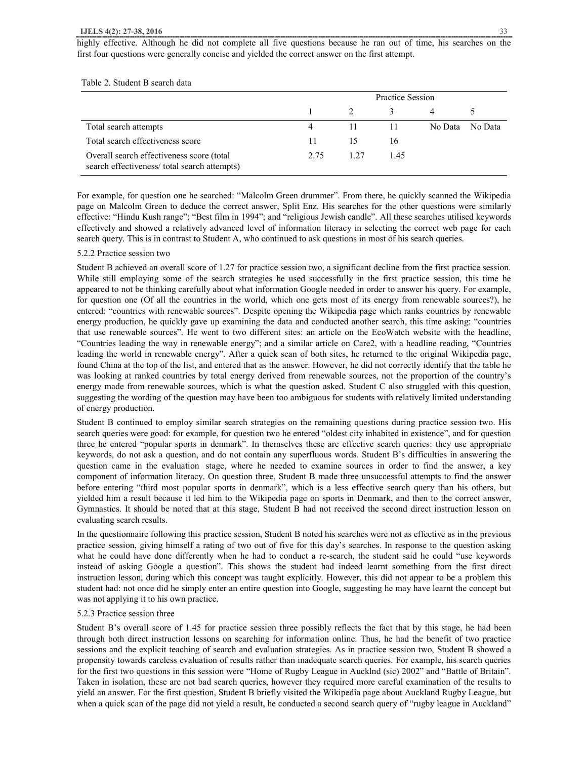highly effective. Although he did not complete all five questions because he ran out of time, his searches on the first four questions were generally concise and yielded the correct answer on the first attempt.

Table 2. Student B search data

| | Practice Session | | | | |
|---|---|---|---|---|---|
| | 1 | 2 | 3 | 4 | 5 |
| Total search attempts | 4 | 11 | 11 | No Data | No Data |
| Total search effectiveness score | 11 | 15 | 16 | | |
| Overall search effectiveness score (total search effectiveness/ total search attempts) | 2.75 | 1.27 | 1.45 | | |

For example, for question one he searched: "Malcolm Green drummer". From there, he quickly scanned the Wikipedia page on Malcolm Green to deduce the correct answer, Split Enz. His searches for the other questions were similarly effective: "Hindu Kush range"; "Best film in 1994"; and "religious Jewish candle". All these searches utilised keywords effectively and showed a relatively advanced level of information literacy in selecting the correct web page for each search query. This is in contrast to Student A, who continued to ask questions in most of his search queries.

5.2.2 Practice session two

Student B achieved an overall score of 1.27 for practice session two, a significant decline from the first practice session. While still employing some of the search strategies he used successfully in the first practice session, this time he appeared to not be thinking carefully about what information Google needed in order to answer his query. For example, for question one (Of all the countries in the world, which one gets most of its energy from renewable sources?), he entered: "countries with renewable sources". Despite opening the Wikipedia page which ranks countries by renewable energy production, he quickly gave up examining the data and conducted another search, this time asking: "countries that use renewable sources". He went to two different sites: an article on the EcoWatch website with the headline, "Countries leading the way in renewable energy"; and a similar article on Care2, with a headline reading, "Countries leading the world in renewable energy". After a quick scan of both sites, he returned to the original Wikipedia page, found China at the top of the list, and entered that as the answer. However, he did not correctly identify that the table he was looking at ranked countries by total energy derived from renewable sources, not the proportion of the country's energy made from renewable sources, which is what the question asked. Student C also struggled with this question, suggesting the wording of the question may have been too ambiguous for students with relatively limited understanding of energy production.

Student B continued to employ similar search strategies on the remaining questions during practice session two. His search queries were good: for example, for question two he entered "oldest city inhabited in existence", and for question three he entered "popular sports in denmark". In themselves these are effective search queries: they use appropriate keywords, do not ask a question, and do not contain any superfluous words. Student B's difficulties in answering the question came in the evaluation stage, where he needed to examine sources in order to find the answer, a key component of information literacy. On question three, Student B made three unsuccessful attempts to find the answer before entering "third most popular sports in denmark", which is a less effective search query than his others, but yielded him a result because it led him to the Wikipedia page on sports in Denmark, and then to the correct answer, Gymnastics. It should be noted that at this stage, Student B had not received the second direct instruction lesson on evaluating search results.

In the questionnaire following this practice session, Student B noted his searches were not as effective as in the previous practice session, giving himself a rating of two out of five for this day's searches. In response to the question asking what he could have done differently when he had to conduct a re-search, the student said he could "use keywords instead of asking Google a question". This shows the student had indeed learnt something from the first direct instruction lesson, during which this concept was taught explicitly. However, this did not appear to be a problem this student had: not once did he simply enter an entire question into Google, suggesting he may have learnt the concept but was not applying it to his own practice.

5.2.3 Practice session three

Student B's overall score of 1.45 for practice session three possibly reflects the fact that by this stage, he had been through both direct instruction lessons on searching for information online. Thus, he had the benefit of two practice sessions and the explicit teaching of search and evaluation strategies. As in practice session two, Student B showed a propensity towards careless evaluation of results rather than inadequate search queries. For example, his search queries for the first two questions in this session were "Home of Rugby League in Aucklnd (sic) 2002" and "Battle of Britain". Taken in isolation, these are not bad search queries, however they required more careful examination of the results to yield an answer. For the first question, Student B briefly visited the Wikipedia page about Auckland Rugby League, but when a quick scan of the page did not yield a result, he conducted a second search query of "rugby league in Auckland"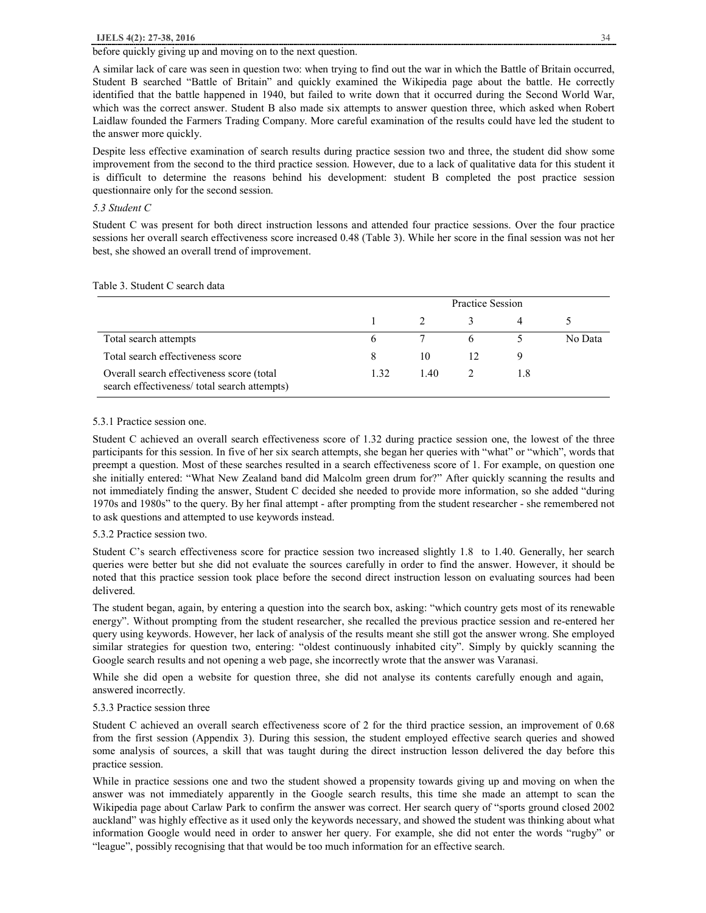before quickly giving up and moving on to the next question.

A similar lack of care was seen in question two: when trying to find out the war in which the Battle of Britain occurred, Student B searched "Battle of Britain" and quickly examined the Wikipedia page about the battle. He correctly identified that the battle happened in 1940, but failed to write down that it occurred during the Second World War, which was the correct answer. Student B also made six attempts to answer question three, which asked when Robert Laidlaw founded the Farmers Trading Company. More careful examination of the results could have led the student to the answer more quickly.

Despite less effective examination of search results during practice session two and three, the student did show some improvement from the second to the third practice session. However, due to a lack of qualitative data for this student it is difficult to determine the reasons behind his development: student B completed the post practice session questionnaire only for the second session.

### *5.3 Student C*

Student C was present for both direct instruction lessons and attended four practice sessions. Over the four practice sessions her overall search effectiveness score increased 0.48 (Table 3). While her score in the final session was not her best, she showed an overall trend of improvement.

Table 3. Student C search data

| | Practice Session | | | | |
|---|---|---|---|---|---|
| | 1 | 2 | 3 | 4 | 5 |
| Total search attempts | 6 | 7 | 6 | 5 | No Data |
| Total search effectiveness score | 8 | 10 | 12 | 9 | |
| Overall search effectiveness score (total search effectiveness/ total search attempts) | 1.32 | 1.40 | 2 | 1.8 | |

#### 5.3.1 Practice session one.

Student C achieved an overall search effectiveness score of 1.32 during practice session one, the lowest of the three participants for this session. In five of her six search attempts, she began her queries with "what" or "which", words that preempt a question. Most of these searches resulted in a search effectiveness score of 1. For example, on question one she initially entered: "What New Zealand band did Malcolm green drum for?" After quickly scanning the results and not immediately finding the answer, Student C decided she needed to provide more information, so she added "during 1970s and 1980s" to the query. By her final attempt - after prompting from the student researcher - she remembered not to ask questions and attempted to use keywords instead.

#### 5.3.2 Practice session two.

Student C's search effectiveness score for practice session two increased slightly 1.8 to 1.40. Generally, her search queries were better but she did not evaluate the sources carefully in order to find the answer. However, it should be noted that this practice session took place before the second direct instruction lesson on evaluating sources had been delivered.

The student began, again, by entering a question into the search box, asking: "which country gets most of its renewable energy". Without prompting from the student researcher, she recalled the previous practice session and re-entered her query using keywords. However, her lack of analysis of the results meant she still got the answer wrong. She employed similar strategies for question two, entering: "oldest continuously inhabited city". Simply by quickly scanning the Google search results and not opening a web page, she incorrectly wrote that the answer was Varanasi.

While she did open a website for question three, she did not analyse its contents carefully enough and again, answered incorrectly.

#### 5.3.3 Practice session three

Student C achieved an overall search effectiveness score of 2 for the third practice session, an improvement of 0.68 from the first session (Appendix 3). During this session, the student employed effective search queries and showed some analysis of sources, a skill that was taught during the direct instruction lesson delivered the day before this practice session.

While in practice sessions one and two the student showed a propensity towards giving up and moving on when the answer was not immediately apparently in the Google search results, this time she made an attempt to scan the Wikipedia page about Carlaw Park to confirm the answer was correct. Her search query of "sports ground closed 2002 auckland" was highly effective as it used only the keywords necessary, and showed the student was thinking about what information Google would need in order to answer her query. For example, she did not enter the words "rugby" or "league", possibly recognising that that would be too much information for an effective search.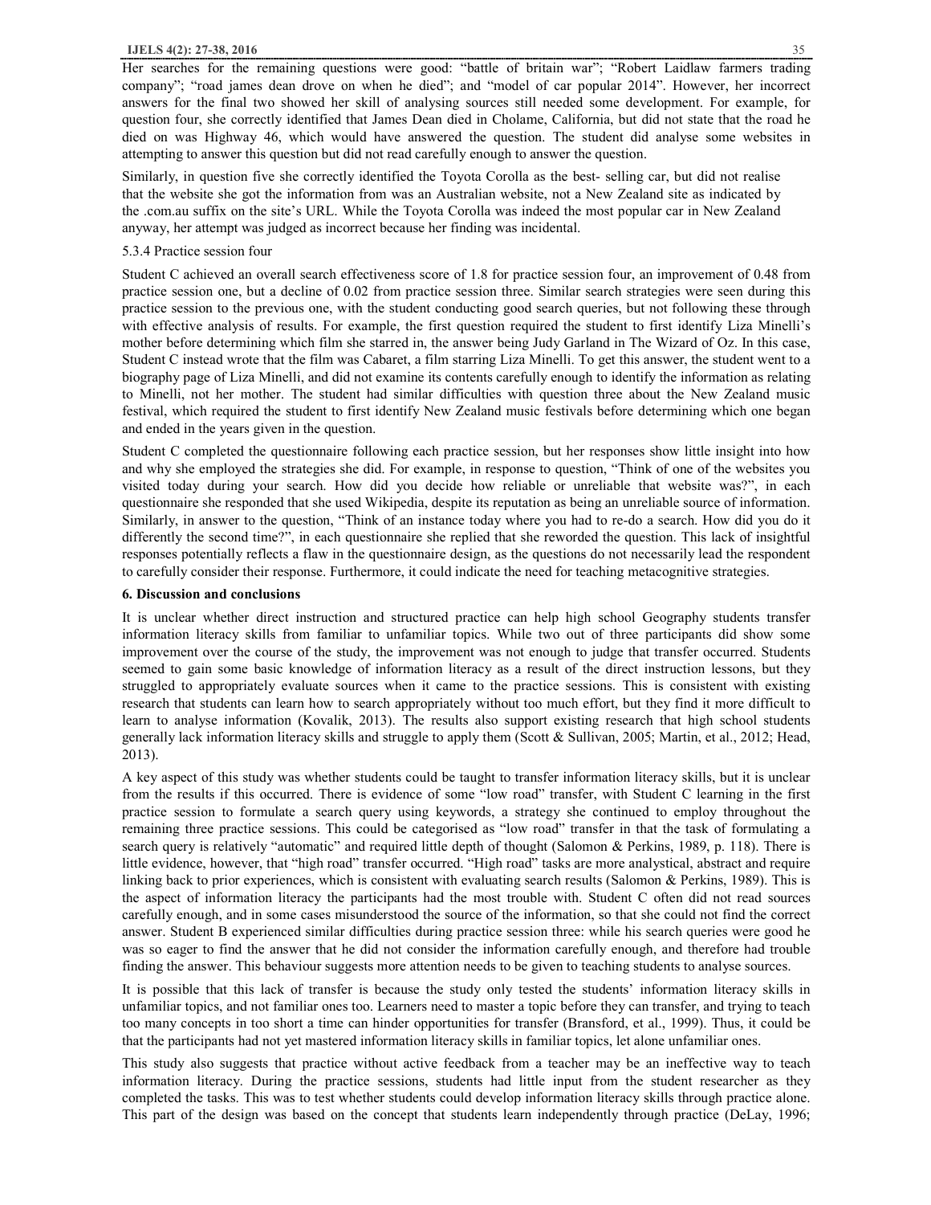Her searches for the remaining questions were good: "battle of britain war"; "Robert Laidlaw farmers trading company"; "road james dean drove on when he died"; and "model of car popular 2014". However, her incorrect answers for the final two showed her skill of analysing sources still needed some development. For example, for question four, she correctly identified that James Dean died in Cholame, California, but did not state that the road he died on was Highway 46, which would have answered the question. The student did analyse some websites in attempting to answer this question but did not read carefully enough to answer the question.

Similarly, in question five she correctly identified the Toyota Corolla as the best- selling car, but did not realise that the website she got the information from was an Australian website, not a New Zealand site as indicated by the .com.au suffix on the site's URL. While the Toyota Corolla was indeed the most popular car in New Zealand anyway, her attempt was judged as incorrect because her finding was incidental.

#### 5.3.4 Practice session four

Student C achieved an overall search effectiveness score of 1.8 for practice session four, an improvement of 0.48 from practice session one, but a decline of 0.02 from practice session three. Similar search strategies were seen during this practice session to the previous one, with the student conducting good search queries, but not following these through with effective analysis of results. For example, the first question required the student to first identify Liza Minelli's mother before determining which film she starred in, the answer being Judy Garland in The Wizard of Oz. In this case, Student C instead wrote that the film was Cabaret, a film starring Liza Minelli. To get this answer, the student went to a biography page of Liza Minelli, and did not examine its contents carefully enough to identify the information as relating to Minelli, not her mother. The student had similar difficulties with question three about the New Zealand music festival, which required the student to first identify New Zealand music festivals before determining which one began and ended in the years given in the question.

Student C completed the questionnaire following each practice session, but her responses show little insight into how and why she employed the strategies she did. For example, in response to question, "Think of one of the websites you visited today during your search. How did you decide how reliable or unreliable that website was?", in each questionnaire she responded that she used Wikipedia, despite its reputation as being an unreliable source of information. Similarly, in answer to the question, "Think of an instance today where you had to re-do a search. How did you do it differently the second time?", in each questionnaire she replied that she reworded the question. This lack of insightful responses potentially reflects a flaw in the questionnaire design, as the questions do not necessarily lead the respondent to carefully consider their response. Furthermore, it could indicate the need for teaching metacognitive strategies.

## 6. Discussion and conclusions

It is unclear whether direct instruction and structured practice can help high school Geography students transfer information literacy skills from familiar to unfamiliar topics. While two out of three participants did show some improvement over the course of the study, the improvement was not enough to judge that transfer occurred. Students seemed to gain some basic knowledge of information literacy as a result of the direct instruction lessons, but they struggled to appropriately evaluate sources when it came to the practice sessions. This is consistent with existing research that students can learn how to search appropriately without too much effort, but they find it more difficult to learn to analyse information (Kovalik, 2013). The results also support existing research that high school students generally lack information literacy skills and struggle to apply them (Scott & Sullivan, 2005; Martin, et al., 2012; Head, 2013).

A key aspect of this study was whether students could be taught to transfer information literacy skills, but it is unclear from the results if this occurred. There is evidence of some "low road" transfer, with Student C learning in the first practice session to formulate a search query using keywords, a strategy she continued to employ throughout the remaining three practice sessions. This could be categorised as "low road" transfer in that the task of formulating a search query is relatively "automatic" and required little depth of thought (Salomon & Perkins, 1989, p. 118). There is little evidence, however, that "high road" transfer occurred. "High road" tasks are more analytical, abstract and require linking back to prior experiences, which is consistent with evaluating search results (Salomon & Perkins, 1989). This is the aspect of information literacy the participants had the most trouble with. Student C often did not read sources carefully enough, and in some cases misunderstood the source of the information, so that she could not find the correct answer. Student B experienced similar difficulties during practice session three: while his search queries were good he was so eager to find the answer that he did not consider the information carefully enough, and therefore had trouble finding the answer. This behaviour suggests more attention needs to be given to teaching students to analyse sources.

It is possible that this lack of transfer is because the study only tested the students' information literacy skills in unfamiliar topics, and not familiar ones too. Learners need to master a topic before they can transfer, and trying to teach too many concepts in too short a time can hinder opportunities for transfer (Bransford, et al., 1999). Thus, it could be that the participants had not yet mastered information literacy skills in familiar topics, let alone unfamiliar ones.

This study also suggests that practice without active feedback from a teacher may be an ineffective way to teach information literacy. During the practice sessions, students had little input from the student researcher as they completed the tasks. This was to test whether students could develop information literacy skills through practice alone. This part of the design was based on the concept that students learn independently through practice (DeLay, 1996;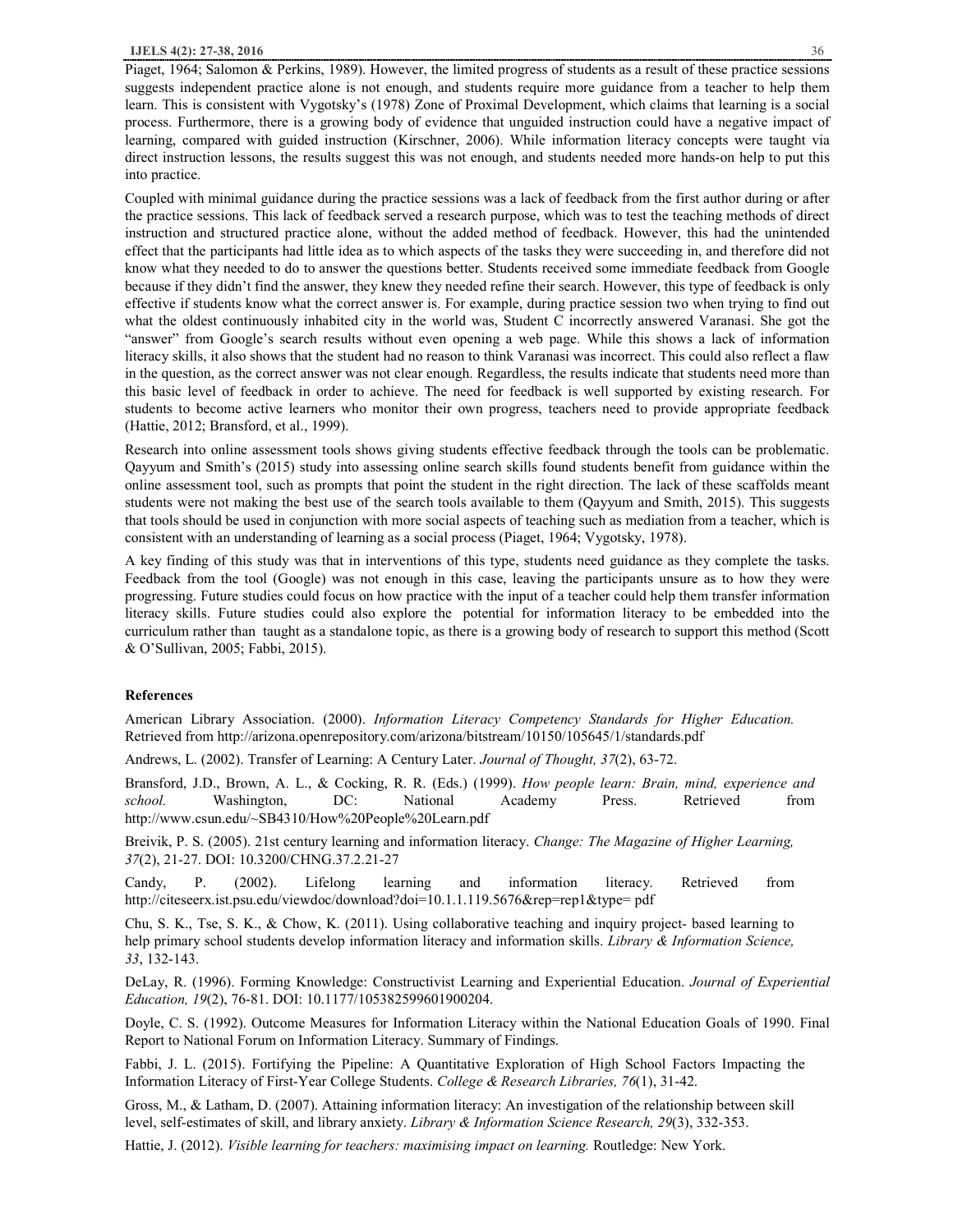Piaget, 1964; Salomon & Perkins, 1989). However, the limited progress of students as a result of these practice sessions suggests independent practice alone is not enough, and students require more guidance from a teacher to help them learn. This is consistent with Vygotsky's (1978) Zone of Proximal Development, which claims that learning is a social process. Furthermore, there is a growing body of evidence that unguided instruction could have a negative impact of learning, compared with guided instruction (Kirschner, 2006). While information literacy concepts were taught via direct instruction lessons, the results suggest this was not enough, and students needed more hands-on help to put this into practice.

Coupled with minimal guidance during the practice sessions was a lack of feedback from the first author during or after the practice sessions. This lack of feedback served a research purpose, which was to test the teaching methods of direct instruction and structured practice alone, without the added method of feedback. However, this had the unintended effect that the participants had little idea as to which aspects of the tasks they were succeeding in, and therefore did not know what they needed to do to answer the questions better. Students received some immediate feedback from Google because if they didn't find the answer, they knew they needed refine their search. However, this type of feedback is only effective if students know what the correct answer is. For example, during practice session two when trying to find out what the oldest continuously inhabited city in the world was, Student C incorrectly answered Varanasi. She got the "answer" from Google's search results without even opening a web page. While this shows a lack of information literacy skills, it also shows that the student had no reason to think Varanasi was incorrect. This could also reflect a flaw in the question, as the correct answer was not clear enough. Regardless, the results indicate that students need more than this basic level of feedback in order to achieve. The need for feedback is well supported by existing research. For students to become active learners who monitor their own progress, teachers need to provide appropriate feedback (Hattie, 2012; Bransford, et al., 1999).

Research into online assessment tools shows giving students effective feedback through the tools can be problematic. Qayyum and Smith's (2015) study into assessing online search skills found students benefit from guidance within the online assessment tool, such as prompts that point the student in the right direction. The lack of these scaffolds meant students were not making the best use of the search tools available to them (Qayyum and Smith, 2015). This suggests that tools should be used in conjunction with more social aspects of teaching such as mediation from a teacher, which is consistent with an understanding of learning as a social process (Piaget, 1964; Vygotsky, 1978).

A key finding of this study was that in interventions of this type, students need guidance as they complete the tasks. Feedback from the tool (Google) was not enough in this case, leaving the participants unsure as to how they were progressing. Future studies could focus on how practice with the input of a teacher could help them transfer information literacy skills. Future studies could also explore the potential for information literacy to be embedded into the curriculum rather than taught as a standalone topic, as there is a growing body of research to support this method (Scott & O'Sullivan, 2005; Fabbi, 2015).

## References

American Library Association. (2000). *Information Literacy Competency Standards for Higher Education.* Retrieved from http://arizona.openrepository.com/arizona/bitstream/10150/105645/1/standards.pdf

Andrews, L. (2002). Transfer of Learning: A Century Later. *Journal of Thought, 37*(2), 63-72.

Bransford, J.D., Brown, A. L., & Cocking, R. R. (Eds.) (1999). *How people learn: Brain, mind, experience and school.* Washington, DC: National Academy Press. Retrieved from http://www.csun.edu/~SB4310/How%20People%20Learn.pdf

Breivik, P. S. (2005). 21st century learning and information literacy. *Change: The Magazine of Higher Learning, 37*(2), 21-27. DOI: 10.3200/CHNG.37.2.21-27

Candy, P. (2002). Lifelong learning and information literacy. Retrieved from http://citeseerx.ist.psu.edu/viewdoc/download?doi=10.1.1.119.5676&rep=rep1&type= pdf

Chu, S. K., Tse, S. K., & Chow, K. (2011). Using collaborative teaching and inquiry project- based learning to help primary school students develop information literacy and information skills. *Library & Information Science, 33*, 132-143.

DeLay, R. (1996). Forming Knowledge: Constructivist Learning and Experiential Education. *Journal of Experiential Education, 19*(2), 76-81. DOI: 10.1177/105382599601900204.

Doyle, C. S. (1992). Outcome Measures for Information Literacy within the National Education Goals of 1990. Final Report to National Forum on Information Literacy. Summary of Findings.

Fabbi, J. L. (2015). Fortifying the Pipeline: A Quantitative Exploration of High School Factors Impacting the Information Literacy of First-Year College Students. *College & Research Libraries, 76*(1), 31-42.

Gross, M., & Latham, D. (2007). Attaining information literacy: An investigation of the relationship between skill level, self-estimates of skill, and library anxiety. *Library & Information Science Research, 29*(3), 332-353.

Hattie, J. (2012). *Visible learning for teachers: maximising impact on learning.* Routledge: New York.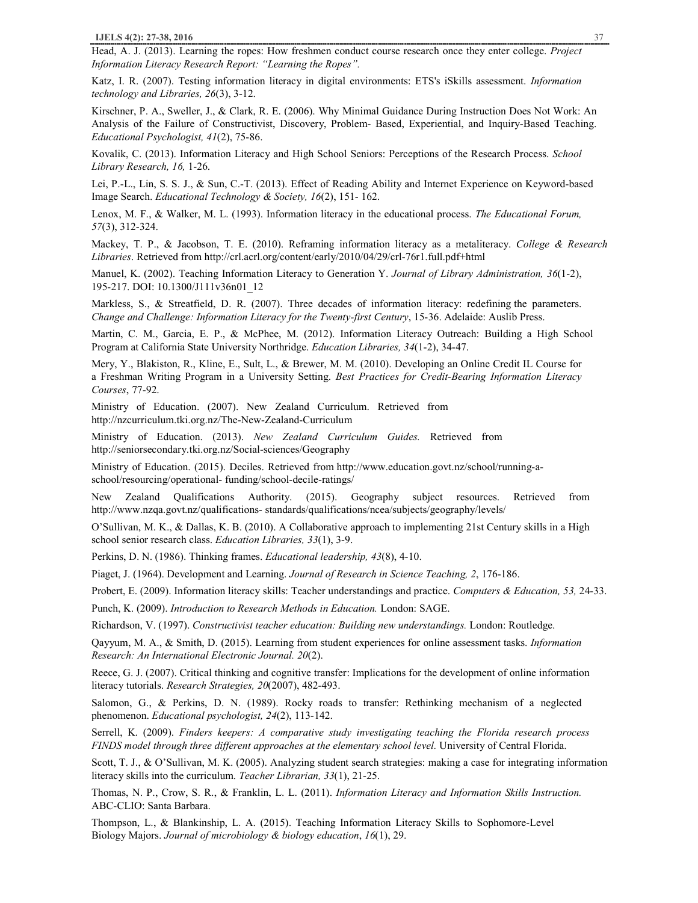Head, A. J. (2013). Learning the ropes: How freshmen conduct course research once they enter college. *Project Information Literacy Research Report: "Learning the Ropes".*

Katz, I. R. (2007). Testing information literacy in digital environments: ETS's iSkills assessment. *Information technology and Libraries, 26*(3), 3-12.

Kirschner, P. A., Sweller, J., & Clark, R. E. (2006). Why Minimal Guidance During Instruction Does Not Work: An Analysis of the Failure of Constructivist, Discovery, Problem- Based, Experiential, and Inquiry-Based Teaching. *Educational Psychologist, 41*(2), 75-86.

Kovalik, C. (2013). Information Literacy and High School Seniors: Perceptions of the Research Process. *School Library Research, 16,* 1-26.

Lei, P.-L., Lin, S. S. J., & Sun, C.-T. (2013). Effect of Reading Ability and Internet Experience on Keyword-based Image Search. *Educational Technology & Society, 16*(2), 151- 162.

Lenox, M. F., & Walker, M. L. (1993). Information literacy in the educational process. *The Educational Forum, 57*(3), 312-324.

Mackey, T. P., & Jacobson, T. E. (2010). Reframing information literacy as a metaliteracy. *College & Research Libraries*. Retrieved from http://crl.acrl.org/content/early/2010/04/29/crl-76r1.full.pdf+html

Manuel, K. (2002). Teaching Information Literacy to Generation Y. *Journal of Library Administration, 36*(1-2), 195-217. DOI: 10.1300/J111v36n01_12

Markless, S., & Streatfield, D. R. (2007). Three decades of information literacy: redefining the parameters. *Change and Challenge: Information Literacy for the Twenty-first Century*, 15-36. Adelaide: Auslib Press.

Martin, C. M., Garcia, E. P., & McPhee, M. (2012). Information Literacy Outreach: Building a High School Program at California State University Northridge. *Education Libraries, 34*(1-2), 34-47.

Mery, Y., Blakiston, R., Kline, E., Sult, L., & Brewer, M. M. (2010). Developing an Online Credit IL Course for a Freshman Writing Program in a University Setting. *Best Practices for Credit-Bearing Information Literacy Courses*, 77-92.

Ministry of Education. (2007). New Zealand Curriculum. Retrieved from http://nzcurriculum.tki.org.nz/The-New-Zealand-Curriculum

Ministry of Education. (2013). *New Zealand Curriculum Guides.* Retrieved from http://seniorsecondary.tki.org.nz/Social-sciences/Geography

Ministry of Education. (2015). Deciles. Retrieved from http://www.education.govt.nz/school/running-a-school/resourcing/operational- funding/school-decile-ratings/

New Zealand Qualifications Authority. (2015). Geography subject resources. Retrieved from http://www.nzqa.govt.nz/qualifications- standards/qualifications/ncea/subjects/geography/levels/

O'Sullivan, M. K., & Dallas, K. B. (2010). A Collaborative approach to implementing 21st Century skills in a High school senior research class. *Education Libraries, 33*(1), 3-9.

Perkins, D. N. (1986). Thinking frames. *Educational leadership, 43*(8), 4-10.

Piaget, J. (1964). Development and Learning. *Journal of Research in Science Teaching, 2*, 176-186.

Probert, E. (2009). Information literacy skills: Teacher understandings and practice. *Computers & Education, 53,* 24-33.

Punch, K. (2009). *Introduction to Research Methods in Education.* London: SAGE.

Richardson, V. (1997). *Constructivist teacher education: Building new understandings.* London: Routledge.

Qayyum, M. A., & Smith, D. (2015). Learning from student experiences for online assessment tasks. *Information Research: An International Electronic Journal. 20*(2).

Reece, G. J. (2007). Critical thinking and cognitive transfer: Implications for the development of online information literacy tutorials. *Research Strategies, 20*(2007), 482-493.

Salomon, G., & Perkins, D. N. (1989). Rocky roads to transfer: Rethinking mechanism of a neglected phenomenon. *Educational psychologist, 24*(2), 113-142.

Serrell, K. (2009). *Finders keepers: A comparative study investigating teaching the Florida research process FINDS model through three different approaches at the elementary school level.* University of Central Florida.

Scott, T. J., & O'Sullivan, M. K. (2005). Analyzing student search strategies: making a case for integrating information literacy skills into the curriculum. *Teacher Librarian, 33*(1), 21-25.

Thomas, N. P., Crow, S. R., & Franklin, L. L. (2011). *Information Literacy and Information Skills Instruction.* ABC-CLIO: Santa Barbara.

Thompson, L., & Blankinship, L. A. (2015). Teaching Information Literacy Skills to Sophomore-Level Biology Majors. *Journal of microbiology & biology education*, *16*(1), 29.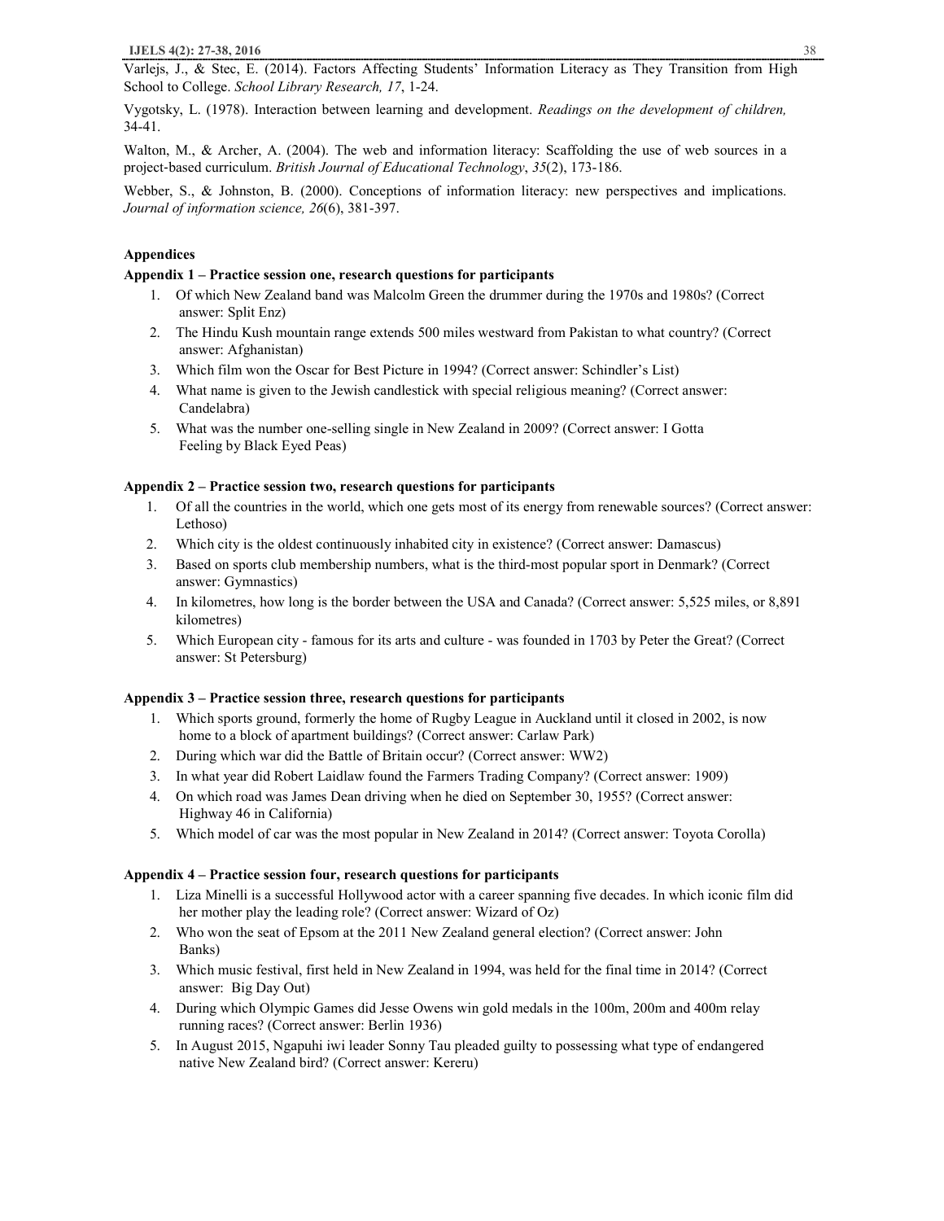Varlejs, J., & Stec, E. (2014). Factors Affecting Students' Information Literacy as They Transition from High School to College. *School Library Research, 17*, 1-24.

Vygotsky, L. (1978). Interaction between learning and development. *Readings on the development of children,* 34-41.

Walton, M., & Archer, A. (2004). The web and information literacy: Scaffolding the use of web sources in a project-based curriculum. *British Journal of Educational Technology*, *35*(2), 173-186.

Webber, S., & Johnston, B. (2000). Conceptions of information literacy: new perspectives and implications. *Journal of information science, 26*(6), 381-397.

## Appendices

### Appendix 1 – Practice session one, research questions for participants

1. Of which New Zealand band was Malcolm Green the drummer during the 1970s and 1980s? (Correct answer: Split Enz)
2. The Hindu Kush mountain range extends 500 miles westward from Pakistan to what country? (Correct answer: Afghanistan)
3. Which film won the Oscar for Best Picture in 1994? (Correct answer: Schindler's List)
4. What name is given to the Jewish candlestick with special religious meaning? (Correct answer: Candelabra)
5. What was the number one-selling single in New Zealand in 2009? (Correct answer: I Gotta Feeling by Black Eyed Peas)

### Appendix 2 – Practice session two, research questions for participants

1. Of all the countries in the world, which one gets most of its energy from renewable sources? (Correct answer: Lethoso)
2. Which city is the oldest continuously inhabited city in existence? (Correct answer: Damascus)
3. Based on sports club membership numbers, what is the third-most popular sport in Denmark? (Correct answer: Gymnastics)
4. In kilometres, how long is the border between the USA and Canada? (Correct answer: 5,525 miles, or 8,891 kilometres)
5. Which European city - famous for its arts and culture - was founded in 1703 by Peter the Great? (Correct answer: St Petersburg)

### Appendix 3 – Practice session three, research questions for participants

1. Which sports ground, formerly the home of Rugby League in Auckland until it closed in 2002, is now home to a block of apartment buildings? (Correct answer: Carlaw Park)
2. During which war did the Battle of Britain occur? (Correct answer: WW2)
3. In what year did Robert Laidlaw found the Farmers Trading Company? (Correct answer: 1909)
4. On which road was James Dean driving when he died on September 30, 1955? (Correct answer: Highway 46 in California)
5. Which model of car was the most popular in New Zealand in 2014? (Correct answer: Toyota Corolla)

### Appendix 4 – Practice session four, research questions for participants

1. Liza Minelli is a successful Hollywood actor with a career spanning five decades. In which iconic film did her mother play the leading role? (Correct answer: Wizard of Oz)
2. Who won the seat of Epsom at the 2011 New Zealand general election? (Correct answer: John Banks)
3. Which music festival, first held in New Zealand in 1994, was held for the final time in 2014? (Correct answer: Big Day Out)
4. During which Olympic Games did Jesse Owens win gold medals in the 100m, 200m and 400m relay running races? (Correct answer: Berlin 1936)
5. In August 2015, Ngapuhi iwi leader Sonny Tau pleaded guilty to possessing what type of endangered native New Zealand bird? (Correct answer: Kereru)